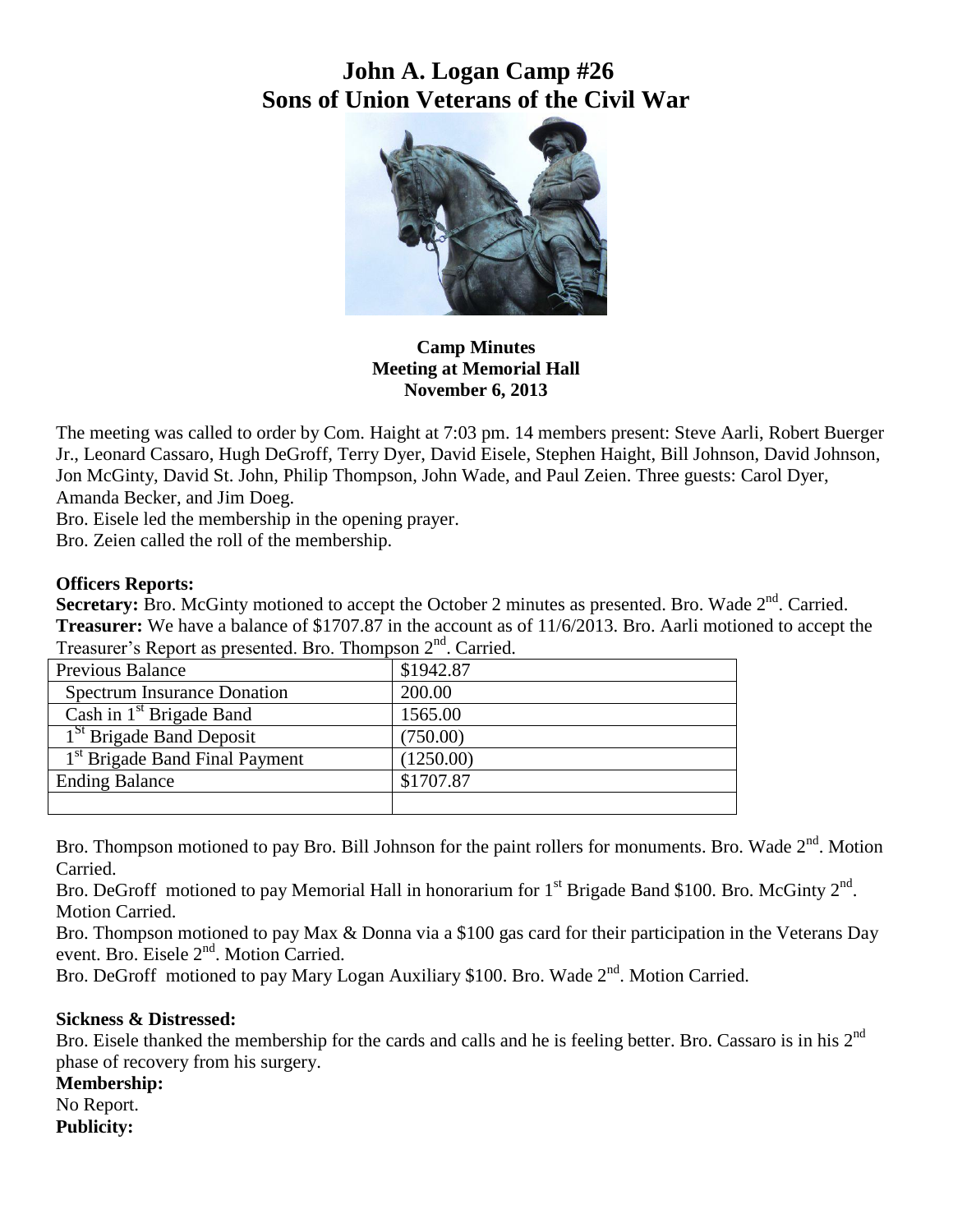# John A. Logan Camp #26
# Sons of Union Veterans of the Civil War

**Camp Minutes**
**Meeting at Memorial Hall**
**November 6, 2013**

The meeting was called to order by Com. Haight at 7:03 pm. 14 members present: Steve Aarli, Robert Buerger Jr., Leonard Cassaro, Hugh DeGroff, Terry Dyer, David Eisele, Stephen Haight, Bill Johnson, David Johnson, Jon McGinty, David St. John, Philip Thompson, John Wade, and Paul Zeien. Three guests: Carol Dyer, Amanda Becker, and Jim Doeg.

Bro. Eisele led the membership in the opening prayer.

Bro. Zeien called the roll of the membership.

**Officers Reports:**

**Secretary:** Bro. McGinty motioned to accept the October 2 minutes as presented. Bro. Wade 2nd. Carried.

**Treasurer:** We have a balance of $1707.87 in the account as of 11/6/2013. Bro. Aarli motioned to accept the Treasurer's Report as presented. Bro. Thompson 2nd. Carried.

| Previous Balance | $1942.87 |
|---|---|
| Spectrum Insurance Donation | 200.00 |
| Cash in 1st Brigade Band | 1565.00 |
| 1St Brigade Band Deposit | (750.00) |
| 1st Brigade Band Final Payment | (1250.00) |
| Ending Balance | $1707.87 |
| | |

Bro. Thompson motioned to pay Bro. Bill Johnson for the paint rollers for monuments. Bro. Wade 2nd. Motion Carried.

Bro. DeGroff motioned to pay Memorial Hall in honorarium for 1st Brigade Band $100. Bro. McGinty 2nd. Motion Carried.

Bro. Thompson motioned to pay Max & Donna via a $100 gas card for their participation in the Veterans Day event. Bro. Eisele 2nd. Motion Carried.

Bro. DeGroff motioned to pay Mary Logan Auxiliary $100. Bro. Wade 2nd. Motion Carried.

**Sickness & Distressed:**

Bro. Eisele thanked the membership for the cards and calls and he is feeling better. Bro. Cassaro is in his 2nd phase of recovery from his surgery.

**Membership:**

No Report.

**Publicity:**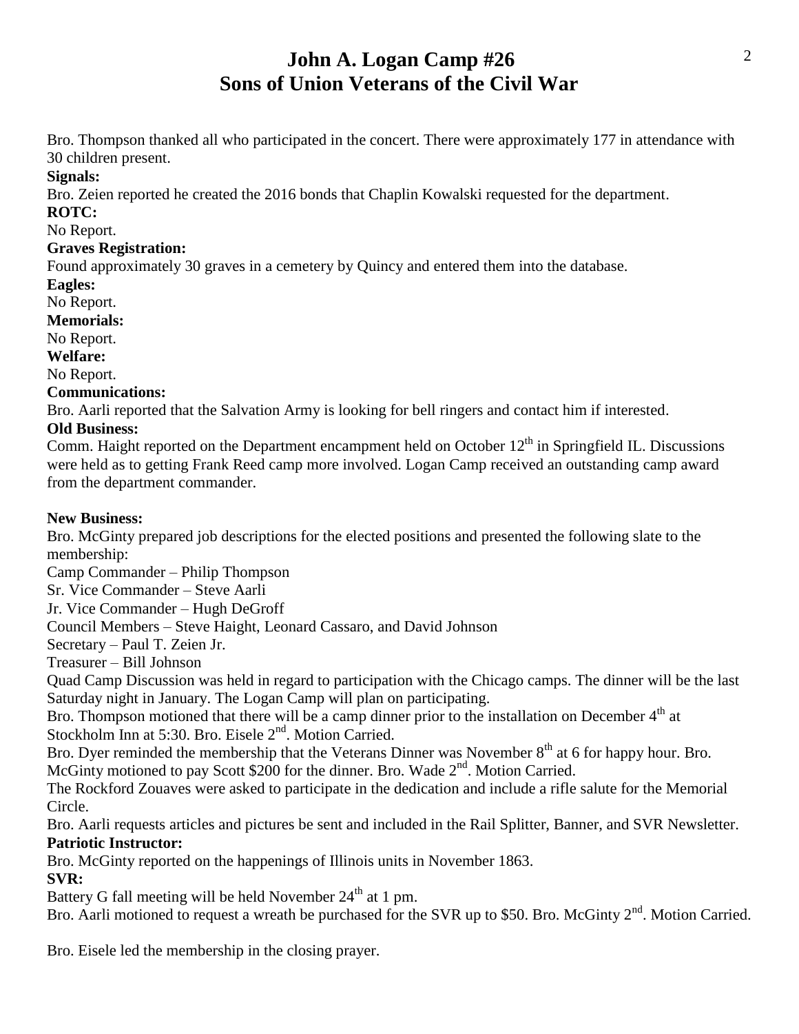# John A. Logan Camp #26
# Sons of Union Veterans of the Civil War

Bro. Thompson thanked all who participated in the concert. There were approximately 177 in attendance with 30 children present.

**Signals:**

Bro. Zeien reported he created the 2016 bonds that Chaplin Kowalski requested for the department.

**ROTC:**

No Report.

**Graves Registration:**

Found approximately 30 graves in a cemetery by Quincy and entered them into the database.

**Eagles:**

No Report.

**Memorials:**

No Report.

**Welfare:**

No Report.

**Communications:**

Bro. Aarli reported that the Salvation Army is looking for bell ringers and contact him if interested.

**Old Business:**

Comm. Haight reported on the Department encampment held on October 12th in Springfield IL. Discussions were held as to getting Frank Reed camp more involved. Logan Camp received an outstanding camp award from the department commander.

**New Business:**

Bro. McGinty prepared job descriptions for the elected positions and presented the following slate to the membership:

Camp Commander – Philip Thompson

Sr. Vice Commander – Steve Aarli

Jr. Vice Commander – Hugh DeGroff

Council Members – Steve Haight, Leonard Cassaro, and David Johnson

Secretary – Paul T. Zeien Jr.

Treasurer – Bill Johnson

Quad Camp Discussion was held in regard to participation with the Chicago camps. The dinner will be the last Saturday night in January. The Logan Camp will plan on participating.

Bro. Thompson motioned that there will be a camp dinner prior to the installation on December 4th at Stockholm Inn at 5:30. Bro. Eisele 2nd. Motion Carried.

Bro. Dyer reminded the membership that the Veterans Dinner was November 8th at 6 for happy hour. Bro. McGinty motioned to pay Scott $200 for the dinner. Bro. Wade 2nd. Motion Carried.

The Rockford Zouaves were asked to participate in the dedication and include a rifle salute for the Memorial Circle.

Bro. Aarli requests articles and pictures be sent and included in the Rail Splitter, Banner, and SVR Newsletter.

**Patriotic Instructor:**

Bro. McGinty reported on the happenings of Illinois units in November 1863.

**SVR:**

Battery G fall meeting will be held November 24th at 1 pm.

Bro. Aarli motioned to request a wreath be purchased for the SVR up to $50. Bro. McGinty 2nd. Motion Carried.

Bro. Eisele led the membership in the closing prayer.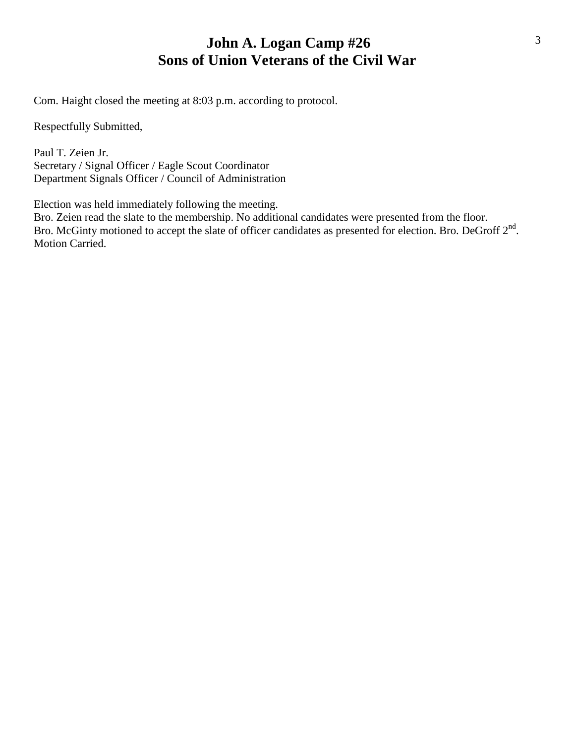Com. Haight closed the meeting at 8:03 p.m. according to protocol.

Respectfully Submitted,

Paul T. Zeien Jr.
Secretary / Signal Officer / Eagle Scout Coordinator
Department Signals Officer / Council of Administration

Election was held immediately following the meeting.
Bro. Zeien read the slate to the membership. No additional candidates were presented from the floor.
Bro. McGinty motioned to accept the slate of officer candidates as presented for election. Bro. DeGroff 2nd.
Motion Carried.